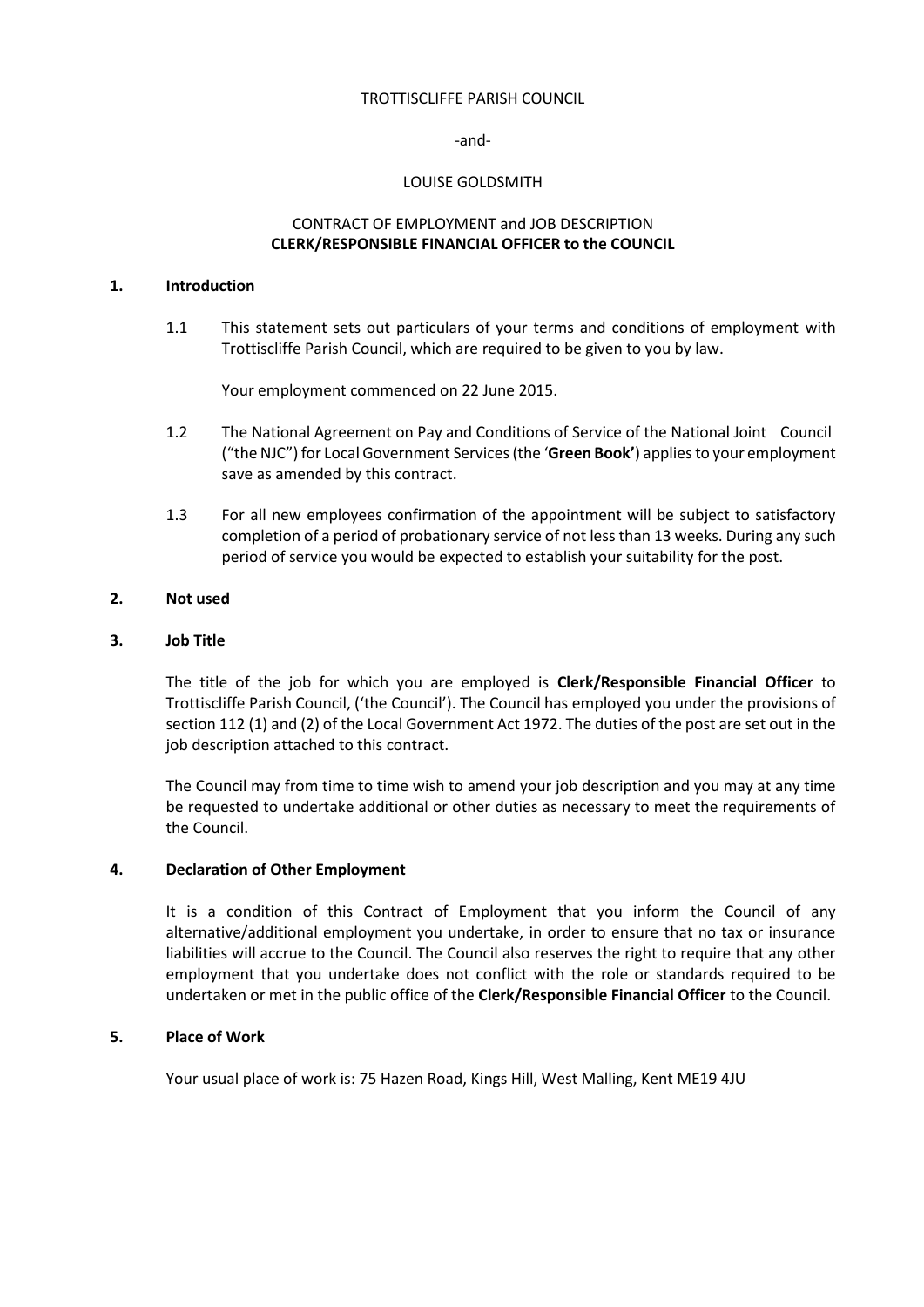TROTTISCLIFFE PARISH COUNCIL

-and-

LOUISE GOLDSMITH

CONTRACT OF EMPLOYMENT and JOB DESCRIPTION
**CLERK/RESPONSIBLE FINANCIAL OFFICER to the COUNCIL**

## 1. Introduction

1.1 This statement sets out particulars of your terms and conditions of employment with Trottiscliffe Parish Council, which are required to be given to you by law.

Your employment commenced on 22 June 2015.

1.2 The National Agreement on Pay and Conditions of Service of the National Joint Council ("the NJC") for Local Government Services (the '**Green Book'**) applies to your employment save as amended by this contract.

1.3 For all new employees confirmation of the appointment will be subject to satisfactory completion of a period of probationary service of not less than 13 weeks. During any such period of service you would be expected to establish your suitability for the post.

## 2. Not used

## 3. Job Title

The title of the job for which you are employed is **Clerk/Responsible Financial Officer** to Trottiscliffe Parish Council, ('the Council'). The Council has employed you under the provisions of section 112 (1) and (2) of the Local Government Act 1972. The duties of the post are set out in the job description attached to this contract.

The Council may from time to time wish to amend your job description and you may at any time be requested to undertake additional or other duties as necessary to meet the requirements of the Council.

## 4. Declaration of Other Employment

It is a condition of this Contract of Employment that you inform the Council of any alternative/additional employment you undertake, in order to ensure that no tax or insurance liabilities will accrue to the Council. The Council also reserves the right to require that any other employment that you undertake does not conflict with the role or standards required to be undertaken or met in the public office of the **Clerk/Responsible Financial Officer** to the Council.

## 5. Place of Work

Your usual place of work is: 75 Hazen Road, Kings Hill, West Malling, Kent ME19 4JU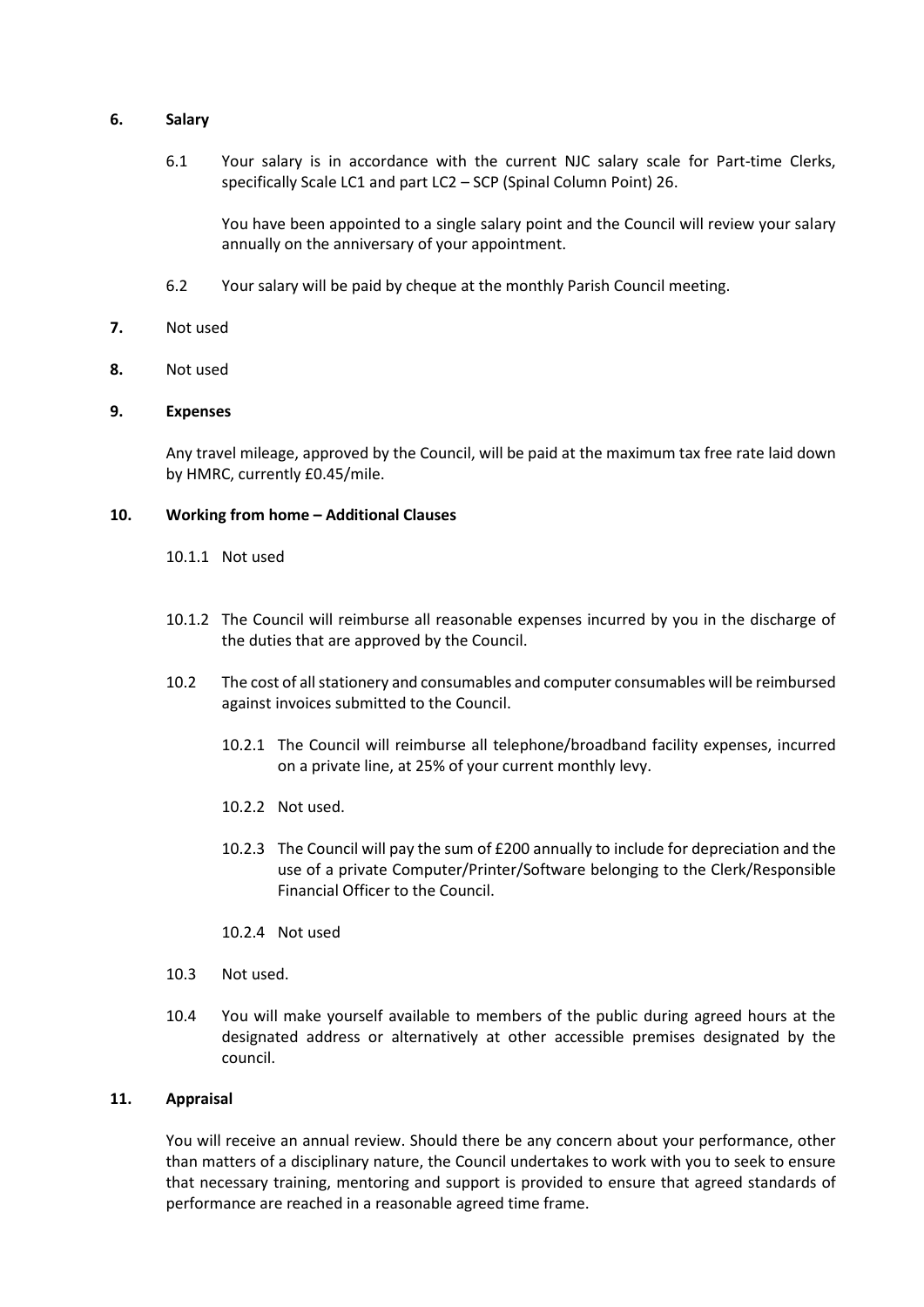**6. Salary**

6.1 Your salary is in accordance with the current NJC salary scale for Part-time Clerks, specifically Scale LC1 and part LC2 – SCP (Spinal Column Point) 26.

You have been appointed to a single salary point and the Council will review your salary annually on the anniversary of your appointment.

6.2 Your salary will be paid by cheque at the monthly Parish Council meeting.

**7.** Not used

**8.** Not used

**9. Expenses**

Any travel mileage, approved by the Council, will be paid at the maximum tax free rate laid down by HMRC, currently £0.45/mile.

**10. Working from home – Additional Clauses**

10.1.1 Not used

10.1.2 The Council will reimburse all reasonable expenses incurred by you in the discharge of the duties that are approved by the Council.

10.2 The cost of all stationery and consumables and computer consumables will be reimbursed against invoices submitted to the Council.

10.2.1 The Council will reimburse all telephone/broadband facility expenses, incurred on a private line, at 25% of your current monthly levy.

10.2.2 Not used.

10.2.3 The Council will pay the sum of £200 annually to include for depreciation and the use of a private Computer/Printer/Software belonging to the Clerk/Responsible Financial Officer to the Council.

10.2.4 Not used

10.3 Not used.

10.4 You will make yourself available to members of the public during agreed hours at the designated address or alternatively at other accessible premises designated by the council.

**11. Appraisal**

You will receive an annual review. Should there be any concern about your performance, other than matters of a disciplinary nature, the Council undertakes to work with you to seek to ensure that necessary training, mentoring and support is provided to ensure that agreed standards of performance are reached in a reasonable agreed time frame.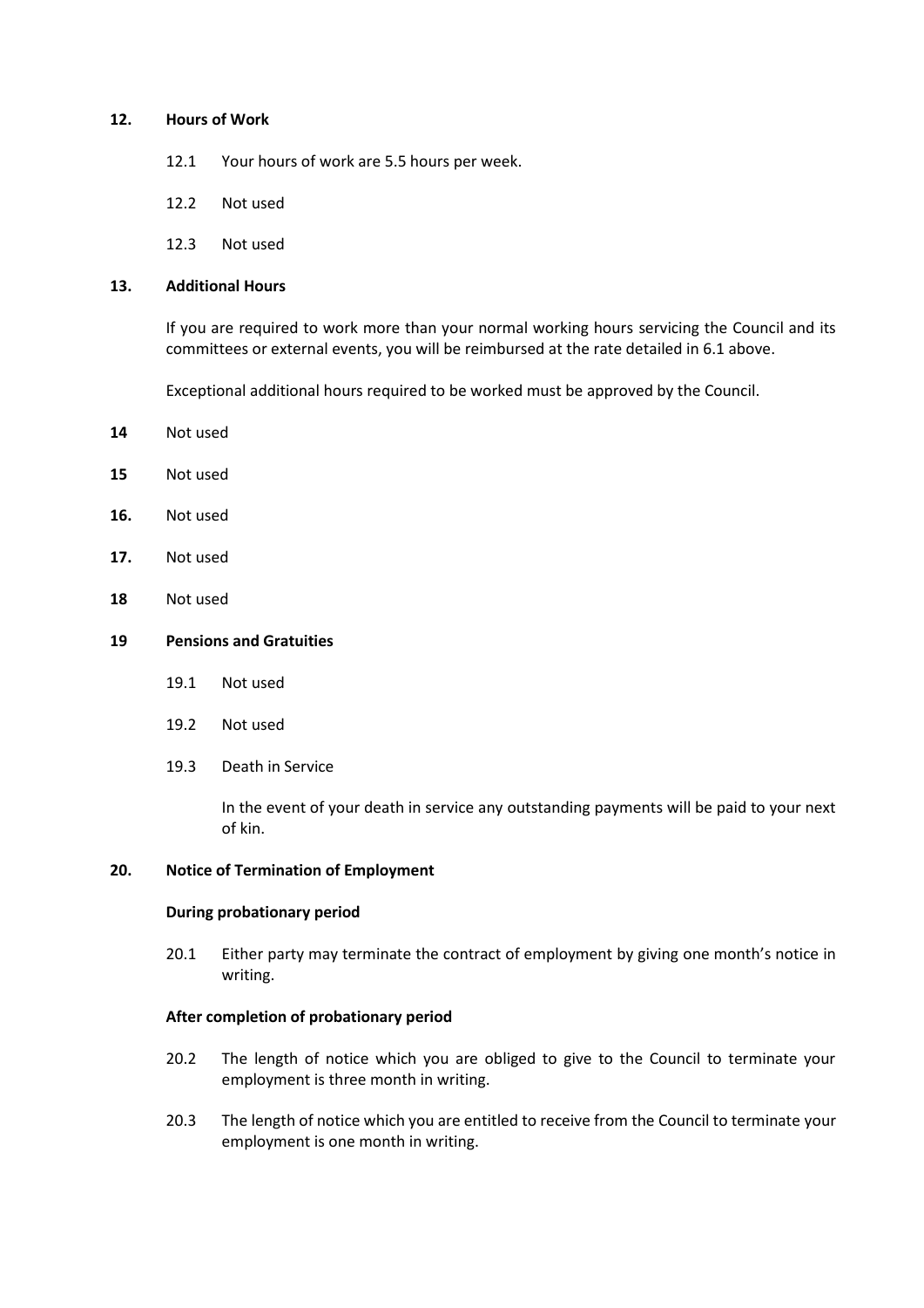## 12. Hours of Work

12.1 Your hours of work are 5.5 hours per week.

12.2 Not used

12.3 Not used

## 13. Additional Hours

If you are required to work more than your normal working hours servicing the Council and its committees or external events, you will be reimbursed at the rate detailed in 6.1 above.

Exceptional additional hours required to be worked must be approved by the Council.

**14** Not used

**15** Not used

**16.** Not used

**17.** Not used

**18** Not used

## 19 Pensions and Gratuities

19.1 Not used

19.2 Not used

19.3 Death in Service

In the event of your death in service any outstanding payments will be paid to your next of kin.

## 20. Notice of Termination of Employment

**During probationary period**

20.1 Either party may terminate the contract of employment by giving one month's notice in writing.

**After completion of probationary period**

20.2 The length of notice which you are obliged to give to the Council to terminate your employment is three month in writing.

20.3 The length of notice which you are entitled to receive from the Council to terminate your employment is one month in writing.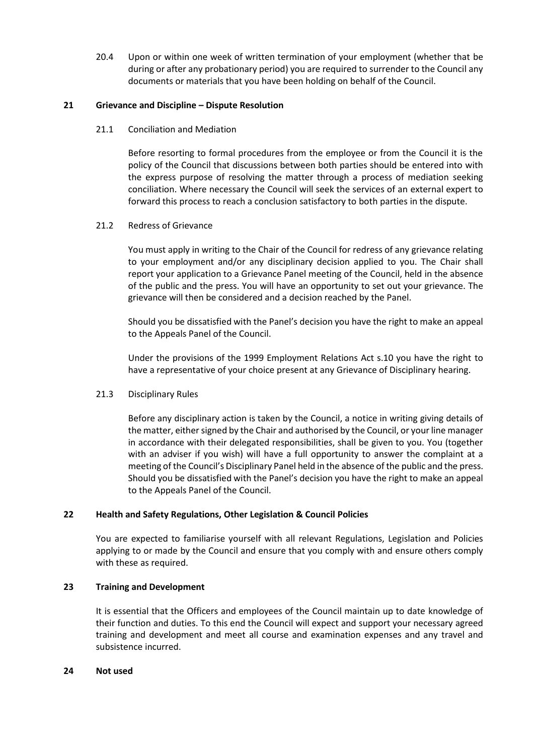20.4 Upon or within one week of written termination of your employment (whether that be during or after any probationary period) you are required to surrender to the Council any documents or materials that you have been holding on behalf of the Council.

## 21 Grievance and Discipline – Dispute Resolution

21.1 Conciliation and Mediation

Before resorting to formal procedures from the employee or from the Council it is the policy of the Council that discussions between both parties should be entered into with the express purpose of resolving the matter through a process of mediation seeking conciliation. Where necessary the Council will seek the services of an external expert to forward this process to reach a conclusion satisfactory to both parties in the dispute.

21.2 Redress of Grievance

You must apply in writing to the Chair of the Council for redress of any grievance relating to your employment and/or any disciplinary decision applied to you. The Chair shall report your application to a Grievance Panel meeting of the Council, held in the absence of the public and the press. You will have an opportunity to set out your grievance. The grievance will then be considered and a decision reached by the Panel.

Should you be dissatisfied with the Panel's decision you have the right to make an appeal to the Appeals Panel of the Council.

Under the provisions of the 1999 Employment Relations Act s.10 you have the right to have a representative of your choice present at any Grievance of Disciplinary hearing.

21.3 Disciplinary Rules

Before any disciplinary action is taken by the Council, a notice in writing giving details of the matter, either signed by the Chair and authorised by the Council, or your line manager in accordance with their delegated responsibilities, shall be given to you. You (together with an adviser if you wish) will have a full opportunity to answer the complaint at a meeting of the Council's Disciplinary Panel held in the absence of the public and the press. Should you be dissatisfied with the Panel's decision you have the right to make an appeal to the Appeals Panel of the Council.

## 22 Health and Safety Regulations, Other Legislation & Council Policies

You are expected to familiarise yourself with all relevant Regulations, Legislation and Policies applying to or made by the Council and ensure that you comply with and ensure others comply with these as required.

## 23 Training and Development

It is essential that the Officers and employees of the Council maintain up to date knowledge of their function and duties. To this end the Council will expect and support your necessary agreed training and development and meet all course and examination expenses and any travel and subsistence incurred.

## 24 Not used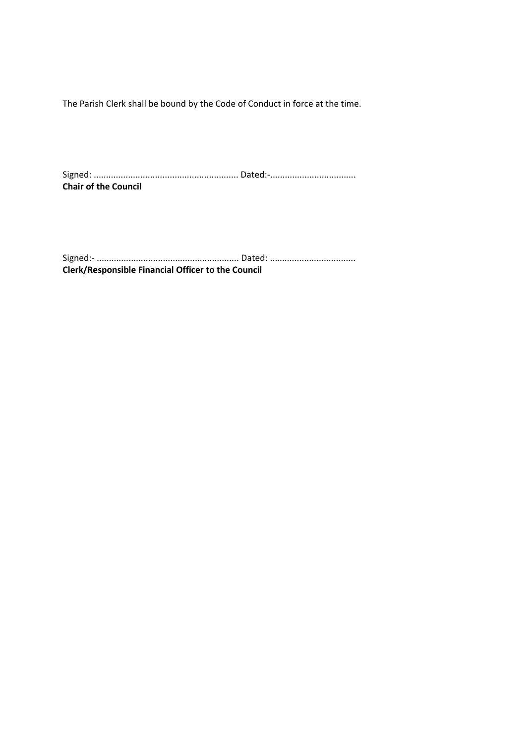The Parish Clerk shall be bound by the Code of Conduct in force at the time.

Signed: .......................................................... Dated:-..................................
**Chair of the Council**

Signed:- ......................................................... Dated: ..................................
**Clerk/Responsible Financial Officer to the Council**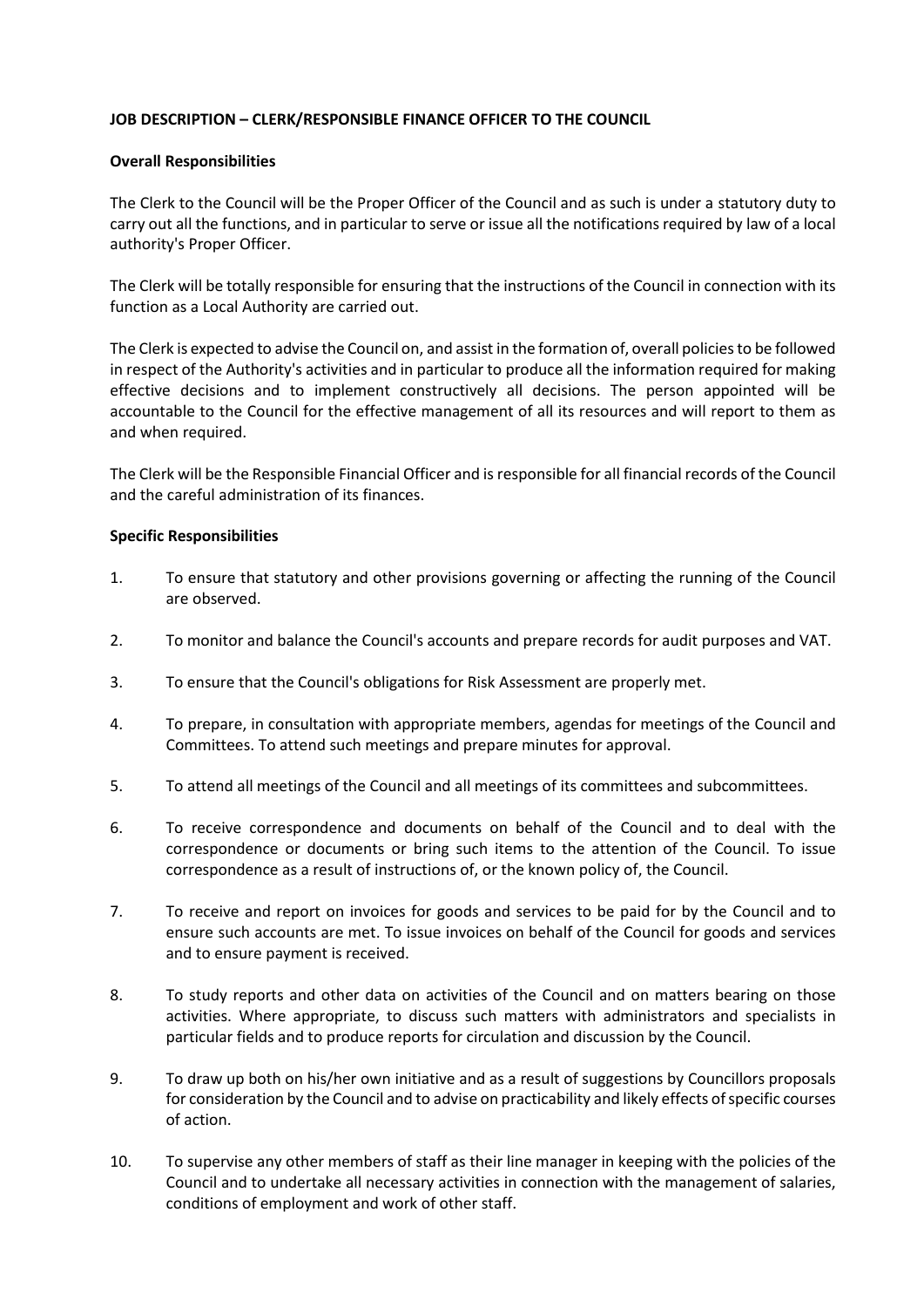**JOB DESCRIPTION – CLERK/RESPONSIBLE FINANCE OFFICER TO THE COUNCIL**

**Overall Responsibilities**

The Clerk to the Council will be the Proper Officer of the Council and as such is under a statutory duty to carry out all the functions, and in particular to serve or issue all the notifications required by law of a local authority's Proper Officer.

The Clerk will be totally responsible for ensuring that the instructions of the Council in connection with its function as a Local Authority are carried out.

The Clerk is expected to advise the Council on, and assist in the formation of, overall policies to be followed in respect of the Authority's activities and in particular to produce all the information required for making effective decisions and to implement constructively all decisions. The person appointed will be accountable to the Council for the effective management of all its resources and will report to them as and when required.

The Clerk will be the Responsible Financial Officer and is responsible for all financial records of the Council and the careful administration of its finances.

**Specific Responsibilities**

1. To ensure that statutory and other provisions governing or affecting the running of the Council are observed.

2. To monitor and balance the Council's accounts and prepare records for audit purposes and VAT.

3. To ensure that the Council's obligations for Risk Assessment are properly met.

4. To prepare, in consultation with appropriate members, agendas for meetings of the Council and Committees. To attend such meetings and prepare minutes for approval.

5. To attend all meetings of the Council and all meetings of its committees and subcommittees.

6. To receive correspondence and documents on behalf of the Council and to deal with the correspondence or documents or bring such items to the attention of the Council. To issue correspondence as a result of instructions of, or the known policy of, the Council.

7. To receive and report on invoices for goods and services to be paid for by the Council and to ensure such accounts are met. To issue invoices on behalf of the Council for goods and services and to ensure payment is received.

8. To study reports and other data on activities of the Council and on matters bearing on those activities. Where appropriate, to discuss such matters with administrators and specialists in particular fields and to produce reports for circulation and discussion by the Council.

9. To draw up both on his/her own initiative and as a result of suggestions by Councillors proposals for consideration by the Council and to advise on practicability and likely effects of specific courses of action.

10. To supervise any other members of staff as their line manager in keeping with the policies of the Council and to undertake all necessary activities in connection with the management of salaries, conditions of employment and work of other staff.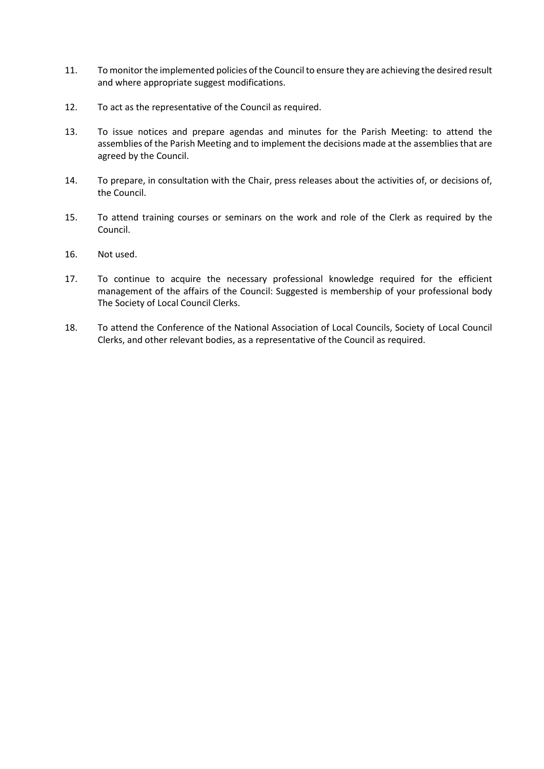11. To monitor the implemented policies of the Council to ensure they are achieving the desired result and where appropriate suggest modifications.

12. To act as the representative of the Council as required.

13. To issue notices and prepare agendas and minutes for the Parish Meeting: to attend the assemblies of the Parish Meeting and to implement the decisions made at the assemblies that are agreed by the Council.

14. To prepare, in consultation with the Chair, press releases about the activities of, or decisions of, the Council.

15. To attend training courses or seminars on the work and role of the Clerk as required by the Council.

16. Not used.

17. To continue to acquire the necessary professional knowledge required for the efficient management of the affairs of the Council: Suggested is membership of your professional body The Society of Local Council Clerks.

18. To attend the Conference of the National Association of Local Councils, Society of Local Council Clerks, and other relevant bodies, as a representative of the Council as required.